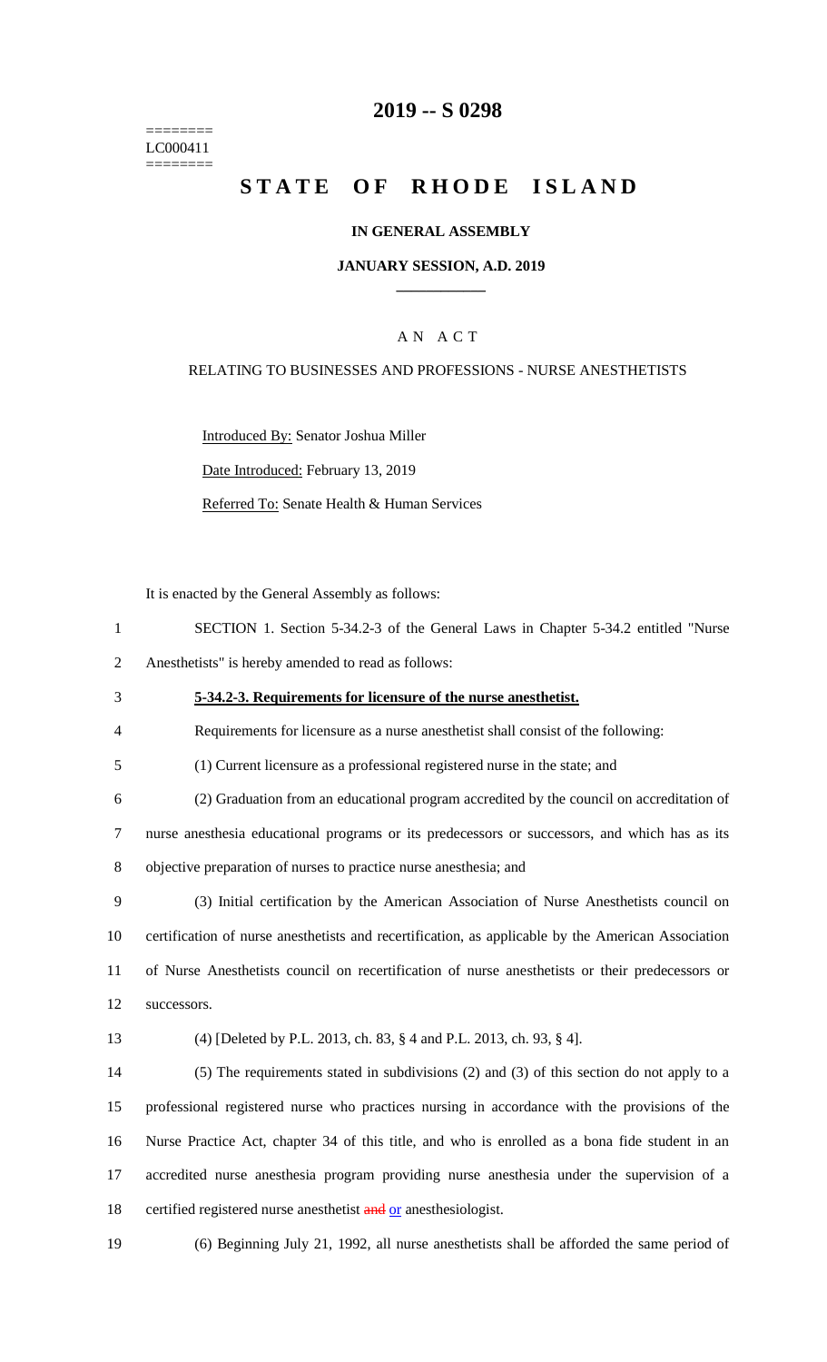========
LC000411
========

# 2019 -- S 0298

# STATE OF RHODE ISLAND

**IN GENERAL ASSEMBLY**

**JANUARY SESSION, A.D. 2019**

A N A C T

RELATING TO BUSINESSES AND PROFESSIONS - NURSE ANESTHETISTS

Introduced By: Senator Joshua Miller

Date Introduced: February 13, 2019

Referred To: Senate Health & Human Services

It is enacted by the General Assembly as follows:

1 SECTION 1. Section 5-34.2-3 of the General Laws in Chapter 5-34.2 entitled "Nurse
2 Anesthetists" is hereby amended to read as follows:

3 **5-34.2-3. Requirements for licensure of the nurse anesthetist.**

4 Requirements for licensure as a nurse anesthetist shall consist of the following:

5 (1) Current licensure as a professional registered nurse in the state; and

6 (2) Graduation from an educational program accredited by the council on accreditation of
7 nurse anesthesia educational programs or its predecessors or successors, and which has as its
8 objective preparation of nurses to practice nurse anesthesia; and

9 (3) Initial certification by the American Association of Nurse Anesthetists council on
10 certification of nurse anesthetists and recertification, as applicable by the American Association
11 of Nurse Anesthetists council on recertification of nurse anesthetists or their predecessors or
12 successors.

13 (4) [Deleted by P.L. 2013, ch. 83, § 4 and P.L. 2013, ch. 93, § 4].

14 (5) The requirements stated in subdivisions (2) and (3) of this section do not apply to a
15 professional registered nurse who practices nursing in accordance with the provisions of the
16 Nurse Practice Act, chapter 34 of this title, and who is enrolled as a bona fide student in an
17 accredited nurse anesthesia program providing nurse anesthesia under the supervision of a
18 certified registered nurse anesthetist ~~and~~ or anesthesiologist.

19 (6) Beginning July 21, 1992, all nurse anesthetists shall be afforded the same period of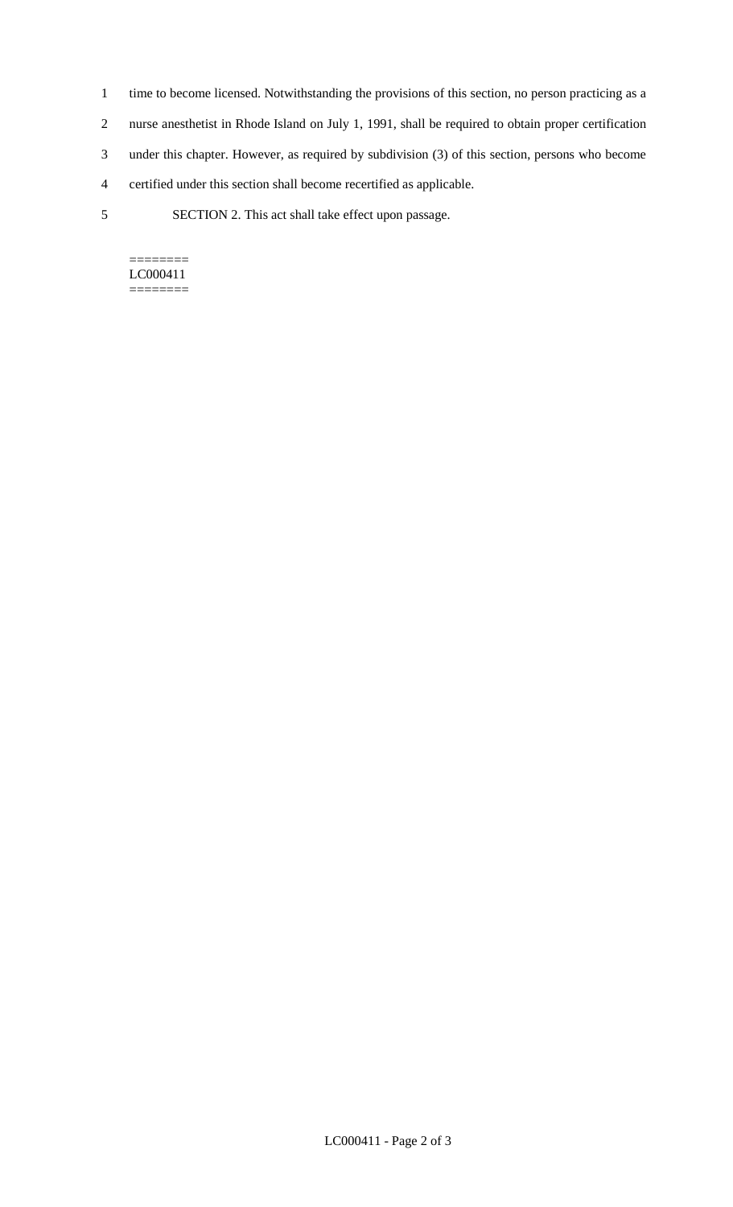time to become licensed. Notwithstanding the provisions of this section, no person practicing as a nurse anesthetist in Rhode Island on July 1, 1991, shall be required to obtain proper certification under this chapter. However, as required by subdivision (3) of this section, persons who become certified under this section shall become recertified as applicable.

SECTION 2. This act shall take effect upon passage.

========
LC000411
========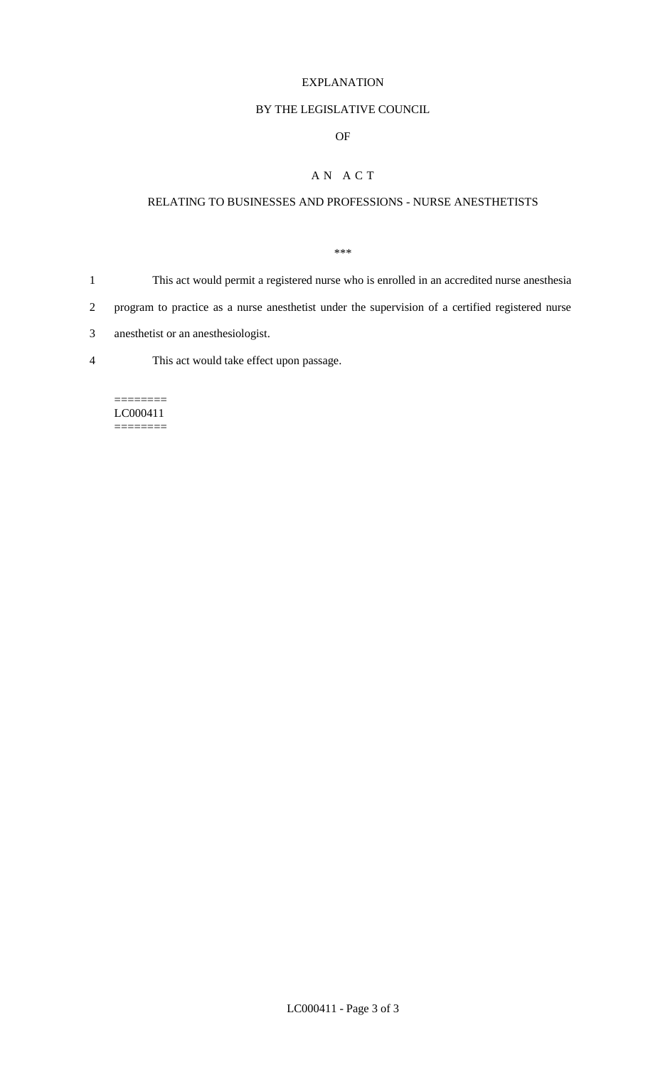EXPLANATION

BY THE LEGISLATIVE COUNCIL

OF

A N A C T

RELATING TO BUSINESSES AND PROFESSIONS - NURSE ANESTHETISTS

\*\*\*

1 This act would permit a registered nurse who is enrolled in an accredited nurse anesthesia
2 program to practice as a nurse anesthetist under the supervision of a certified registered nurse
3 anesthetist or an anesthesiologist.
4 This act would take effect upon passage.

========
LC000411
========